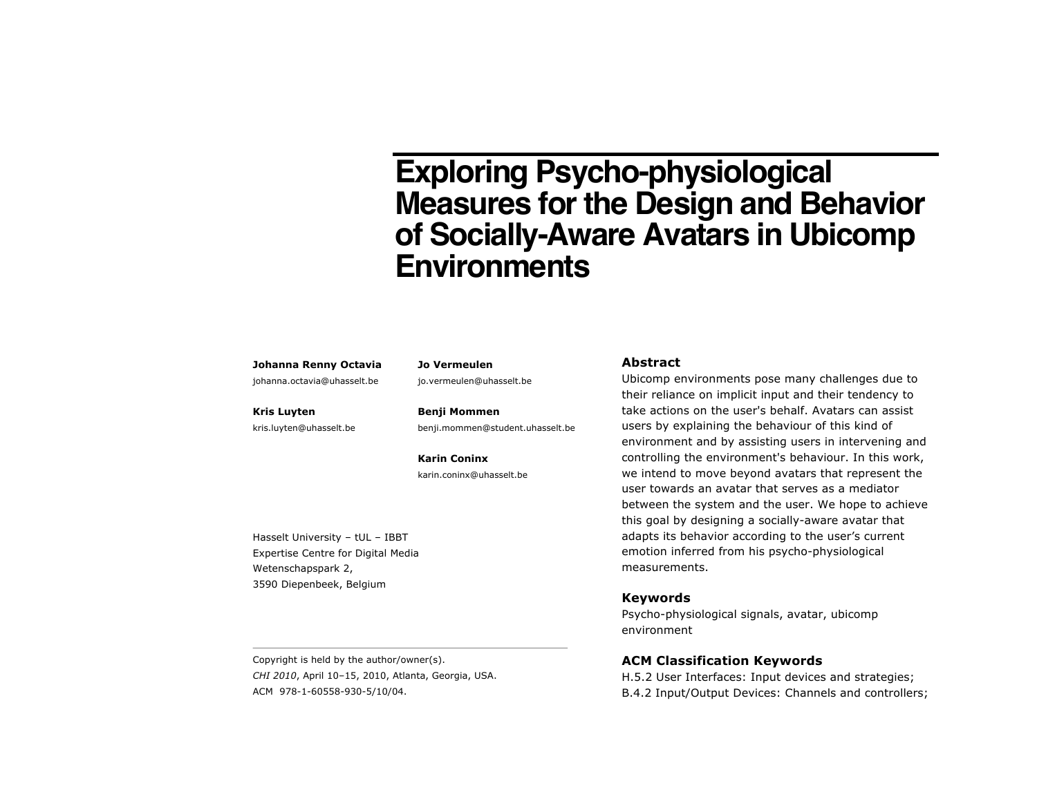# Exploring Psycho-physiological Measures for the Design and Behavior of Socially-Aware Avatars in Ubicomp Environments

**Johanna Renny Octavia**
johanna.octavia@uhasselt.be

**Kris Luyten**
kris.luyten@uhasselt.be

**Jo Vermeulen**
jo.vermeulen@uhasselt.be

**Benji Mommen**
benji.mommen@student.uhasselt.be

**Karin Coninx**
karin.coninx@uhasselt.be

Hasselt University – tUL – IBBT
Expertise Centre for Digital Media
Wetenschapspark 2,
3590 Diepenbeek, Belgium

Copyright is held by the author/owner(s).
*CHI 2010*, April 10–15, 2010, Atlanta, Georgia, USA.
ACM 978-1-60558-930-5/10/04.

## Abstract

Ubicomp environments pose many challenges due to their reliance on implicit input and their tendency to take actions on the user's behalf. Avatars can assist users by explaining the behaviour of this kind of environment and by assisting users in intervening and controlling the environment's behaviour. In this work, we intend to move beyond avatars that represent the user towards an avatar that serves as a mediator between the system and the user. We hope to achieve this goal by designing a socially-aware avatar that adapts its behavior according to the user's current emotion inferred from his psycho-physiological measurements.

## Keywords

Psycho-physiological signals, avatar, ubicomp environment

## ACM Classification Keywords

H.5.2 User Interfaces: Input devices and strategies; B.4.2 Input/Output Devices: Channels and controllers;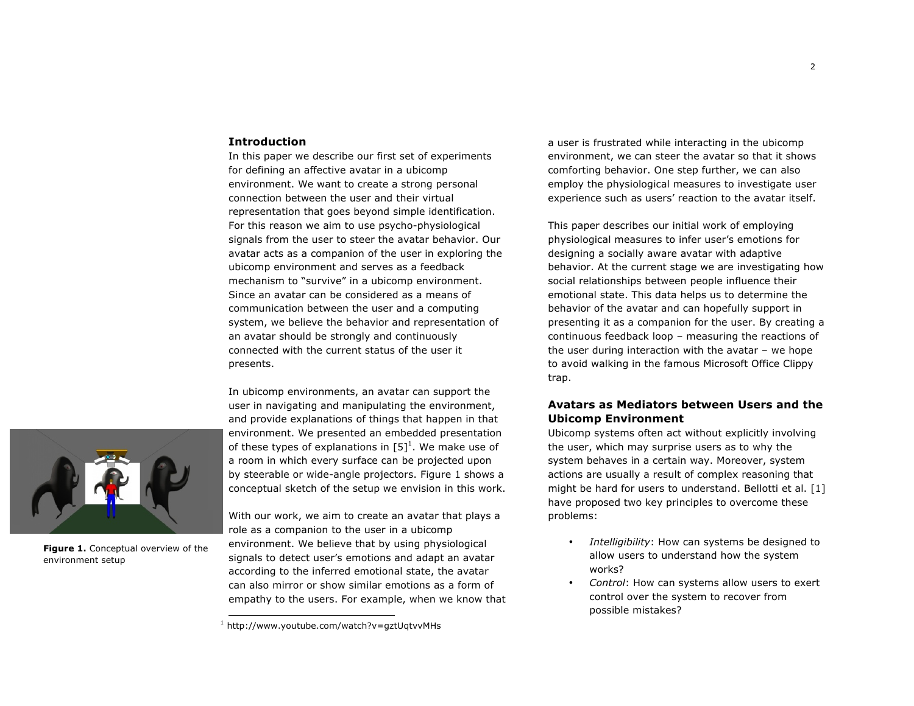## Introduction

In this paper we describe our first set of experiments for defining an affective avatar in a ubicomp environment. We want to create a strong personal connection between the user and their virtual representation that goes beyond simple identification. For this reason we aim to use psycho-physiological signals from the user to steer the avatar behavior. Our avatar acts as a companion of the user in exploring the ubicomp environment and serves as a feedback mechanism to "survive" in a ubicomp environment. Since an avatar can be considered as a means of communication between the user and a computing system, we believe the behavior and representation of an avatar should be strongly and continuously connected with the current status of the user it presents.

In ubicomp environments, an avatar can support the user in navigating and manipulating the environment, and provide explanations of things that happen in that environment. We presented an embedded presentation of these types of explanations in [5][1]. We make use of a room in which every surface can be projected upon by steerable or wide-angle projectors. Figure 1 shows a conceptual sketch of the setup we envision in this work.

**Figure 1.** Conceptual overview of the environment setup

With our work, we aim to create an avatar that plays a role as a companion to the user in a ubicomp environment. We believe that by using physiological signals to detect user's emotions and adapt an avatar according to the inferred emotional state, the avatar can also mirror or show similar emotions as a form of empathy to the users. For example, when we know that a user is frustrated while interacting in the ubicomp environment, we can steer the avatar so that it shows comforting behavior. One step further, we can also employ the physiological measures to investigate user experience such as users' reaction to the avatar itself.

This paper describes our initial work of employing physiological measures to infer user's emotions for designing a socially aware avatar with adaptive behavior. At the current stage we are investigating how social relationships between people influence their emotional state. This data helps us to determine the behavior of the avatar and can hopefully support in presenting it as a companion for the user. By creating a continuous feedback loop – measuring the reactions of the user during interaction with the avatar – we hope to avoid walking in the famous Microsoft Office Clippy trap.

## Avatars as Mediators between Users and the Ubicomp Environment

Ubicomp systems often act without explicitly involving the user, which may surprise users as to why the system behaves in a certain way. Moreover, system actions are usually a result of complex reasoning that might be hard for users to understand. Bellotti et al. [1] have proposed two key principles to overcome these problems:

- *Intelligibility*: How can systems be designed to allow users to understand how the system works?
- *Control*: How can systems allow users to exert control over the system to recover from possible mistakes?

[1] http://www.youtube.com/watch?v=gztUqtvvMHs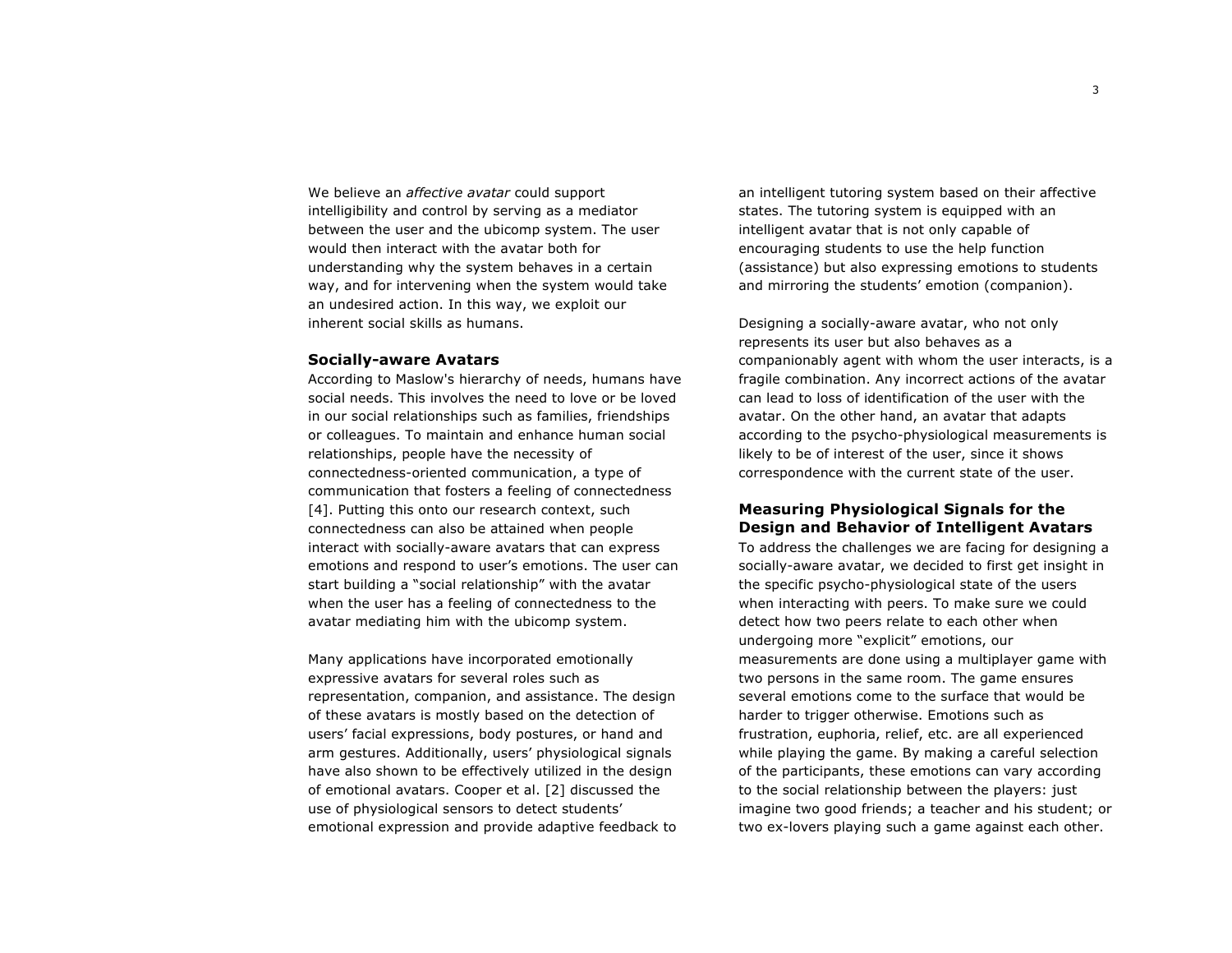We believe an *affective avatar* could support intelligibility and control by serving as a mediator between the user and the ubicomp system. The user would then interact with the avatar both for understanding why the system behaves in a certain way, and for intervening when the system would take an undesired action. In this way, we exploit our inherent social skills as humans.

## Socially-aware Avatars

According to Maslow's hierarchy of needs, humans have social needs. This involves the need to love or be loved in our social relationships such as families, friendships or colleagues. To maintain and enhance human social relationships, people have the necessity of connectedness-oriented communication, a type of communication that fosters a feeling of connectedness [4]. Putting this onto our research context, such connectedness can also be attained when people interact with socially-aware avatars that can express emotions and respond to user's emotions. The user can start building a "social relationship" with the avatar when the user has a feeling of connectedness to the avatar mediating him with the ubicomp system.

Many applications have incorporated emotionally expressive avatars for several roles such as representation, companion, and assistance. The design of these avatars is mostly based on the detection of users' facial expressions, body postures, or hand and arm gestures. Additionally, users' physiological signals have also shown to be effectively utilized in the design of emotional avatars. Cooper et al. [2] discussed the use of physiological sensors to detect students' emotional expression and provide adaptive feedback to an intelligent tutoring system based on their affective states. The tutoring system is equipped with an intelligent avatar that is not only capable of encouraging students to use the help function (assistance) but also expressing emotions to students and mirroring the students' emotion (companion).

Designing a socially-aware avatar, who not only represents its user but also behaves as a companionably agent with whom the user interacts, is a fragile combination. Any incorrect actions of the avatar can lead to loss of identification of the user with the avatar. On the other hand, an avatar that adapts according to the psycho-physiological measurements is likely to be of interest of the user, since it shows correspondence with the current state of the user.

## Measuring Physiological Signals for the Design and Behavior of Intelligent Avatars

To address the challenges we are facing for designing a socially-aware avatar, we decided to first get insight in the specific psycho-physiological state of the users when interacting with peers. To make sure we could detect how two peers relate to each other when undergoing more "explicit" emotions, our measurements are done using a multiplayer game with two persons in the same room. The game ensures several emotions come to the surface that would be harder to trigger otherwise. Emotions such as frustration, euphoria, relief, etc. are all experienced while playing the game. By making a careful selection of the participants, these emotions can vary according to the social relationship between the players: just imagine two good friends; a teacher and his student; or two ex-lovers playing such a game against each other.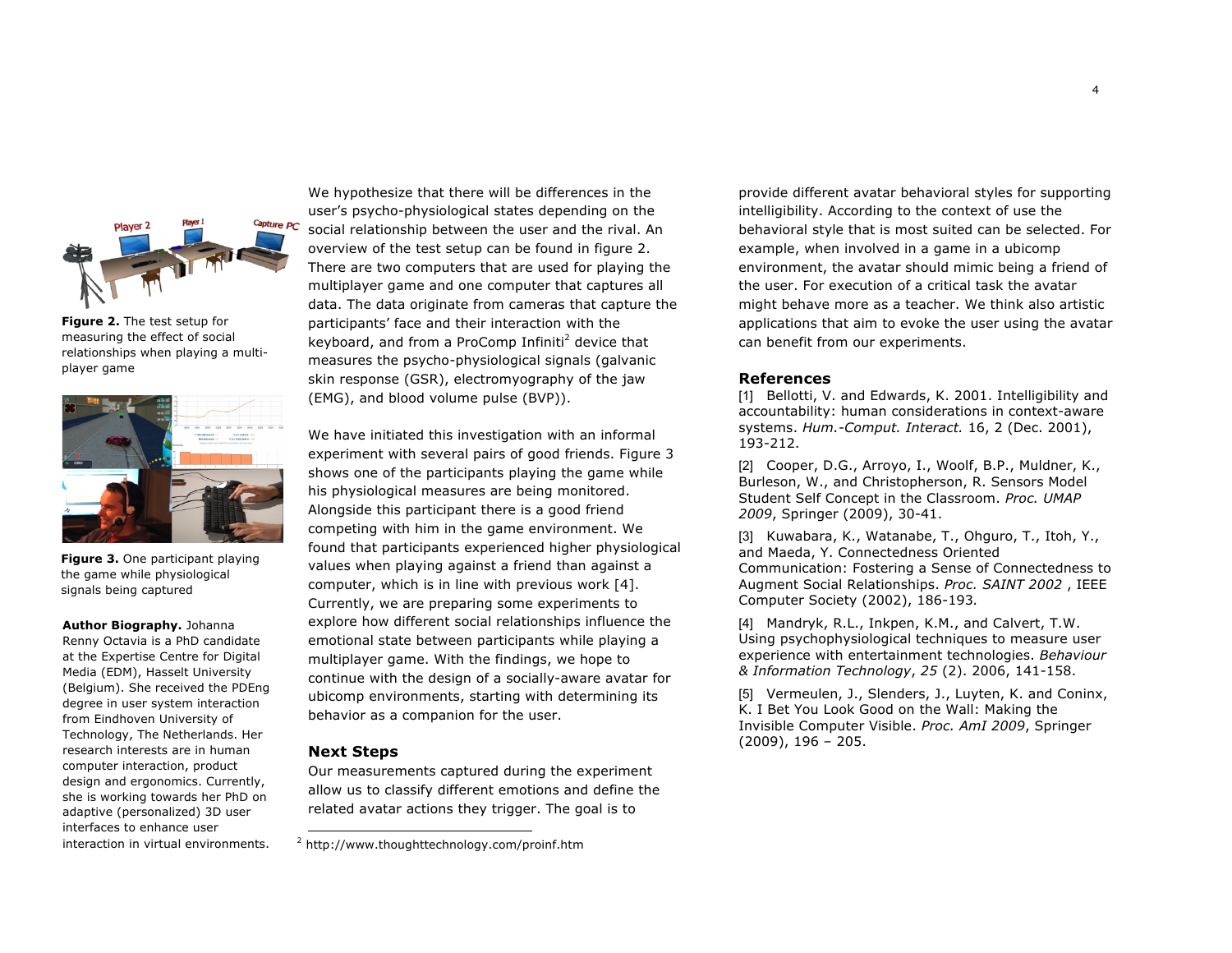**Figure 2.** The test setup for measuring the effect of social relationships when playing a multi-player game

**Figure 3.** One participant playing the game while physiological signals being captured

**Author Biography.** Johanna Renny Octavia is a PhD candidate at the Expertise Centre for Digital Media (EDM), Hasselt University (Belgium). She received the PDEng degree in user system interaction from Eindhoven University of Technology, The Netherlands. Her research interests are in human computer interaction, product design and ergonomics. Currently, she is working towards her PhD on adaptive (personalized) 3D user interfaces to enhance user interaction in virtual environments.

We hypothesize that there will be differences in the user's psycho-physiological states depending on the social relationship between the user and the rival. An overview of the test setup can be found in figure 2. There are two computers that are used for playing the multiplayer game and one computer that captures all data. The data originate from cameras that capture the participants' face and their interaction with the keyboard, and from a ProComp Infiniti[2] device that measures the psycho-physiological signals (galvanic skin response (GSR), electromyography of the jaw (EMG), and blood volume pulse (BVP)).

We have initiated this investigation with an informal experiment with several pairs of good friends. Figure 3 shows one of the participants playing the game while his physiological measures are being monitored. Alongside this participant there is a good friend competing with him in the game environment. We found that participants experienced higher physiological values when playing against a friend than against a computer, which is in line with previous work [4]. Currently, we are preparing some experiments to explore how different social relationships influence the emotional state between participants while playing a multiplayer game. With the findings, we hope to continue with the design of a socially-aware avatar for ubicomp environments, starting with determining its behavior as a companion for the user.

## Next Steps

Our measurements captured during the experiment allow us to classify different emotions and define the related avatar actions they trigger. The goal is to provide different avatar behavioral styles for supporting intelligibility. According to the context of use the behavioral style that is most suited can be selected. For example, when involved in a game in a ubicomp environment, the avatar should mimic being a friend of the user. For execution of a critical task the avatar might behave more as a teacher. We think also artistic applications that aim to evoke the user using the avatar can benefit from our experiments.

[2] http://www.thoughttechnology.com/proinf.htm

## References

[1] Bellotti, V. and Edwards, K. 2001. Intelligibility and accountability: human considerations in context-aware systems. *Hum.-Comput. Interact.* 16, 2 (Dec. 2001), 193-212.

[2] Cooper, D.G., Arroyo, I., Woolf, B.P., Muldner, K., Burleson, W., and Christopherson, R. Sensors Model Student Self Concept in the Classroom. *Proc. UMAP 2009*, Springer (2009), 30-41.

[3] Kuwabara, K., Watanabe, T., Ohguro, T., Itoh, Y., and Maeda, Y. Connectedness Oriented Communication: Fostering a Sense of Connectedness to Augment Social Relationships. *Proc. SAINT 2002* , IEEE Computer Society (2002), 186-193.

[4] Mandryk, R.L., Inkpen, K.M., and Calvert, T.W. Using psychophysiological techniques to measure user experience with entertainment technologies. *Behaviour & Information Technology*, *25* (2). 2006, 141-158.

[5] Vermeulen, J., Slenders, J., Luyten, K. and Coninx, K. I Bet You Look Good on the Wall: Making the Invisible Computer Visible. *Proc. AmI 2009*, Springer (2009), 196 – 205.